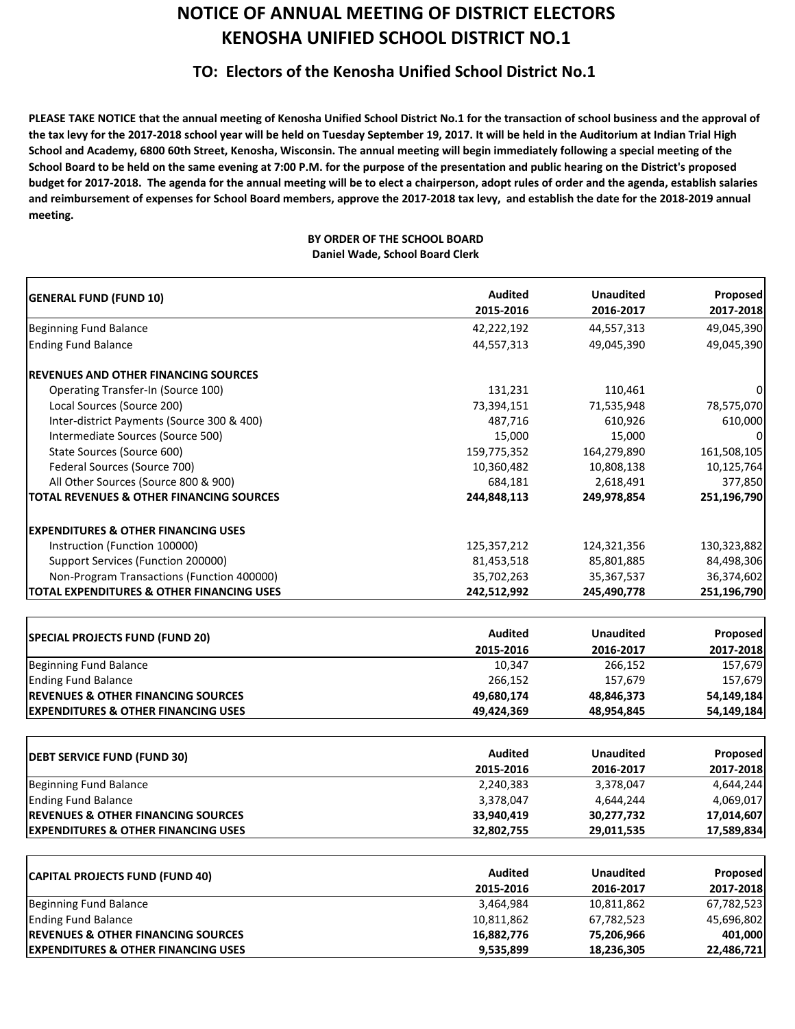# NOTICE OF ANNUAL MEETING OF DISTRICT ELECTORS
# KENOSHA UNIFIED SCHOOL DISTRICT NO.1

## TO: Electors of the Kenosha Unified School District No.1

**PLEASE TAKE NOTICE that the annual meeting of Kenosha Unified School District No.1 for the transaction of school business and the approval of the tax levy for the 2017-2018 school year will be held on Tuesday September 19, 2017. It will be held in the Auditorium at Indian Trial High School and Academy, 6800 60th Street, Kenosha, Wisconsin. The annual meeting will begin immediately following a special meeting of the School Board to be held on the same evening at 7:00 P.M. for the purpose of the presentation and public hearing on the District's proposed budget for 2017-2018. The agenda for the annual meeting will be to elect a chairperson, adopt rules of order and the agenda, establish salaries and reimbursement of expenses for School Board members, approve the 2017-2018 tax levy, and establish the date for the 2018-2019 annual meeting.**

**BY ORDER OF THE SCHOOL BOARD**
**Daniel Wade, School Board Clerk**

| **GENERAL FUND (FUND 10)** | **Audited 2015-2016** | **Unaudited 2016-2017** | **Proposed 2017-2018** |
|---|---|---|---|
| Beginning Fund Balance | 42,222,192 | 44,557,313 | 49,045,390 |
| Ending Fund Balance | 44,557,313 | 49,045,390 | 49,045,390 |
| **REVENUES AND OTHER FINANCING SOURCES** | | | |
| Operating Transfer-In (Source 100) | 131,231 | 110,461 | 0 |
| Local Sources (Source 200) | 73,394,151 | 71,535,948 | 78,575,070 |
| Inter-district Payments (Source 300 & 400) | 487,716 | 610,926 | 610,000 |
| Intermediate Sources (Source 500) | 15,000 | 15,000 | 0 |
| State Sources (Source 600) | 159,775,352 | 164,279,890 | 161,508,105 |
| Federal Sources (Source 700) | 10,360,482 | 10,808,138 | 10,125,764 |
| All Other Sources (Source 800 & 900) | 684,181 | 2,618,491 | 377,850 |
| **TOTAL REVENUES & OTHER FINANCING SOURCES** | **244,848,113** | **249,978,854** | **251,196,790** |
| **EXPENDITURES & OTHER FINANCING USES** | | | |
| Instruction (Function 100000) | 125,357,212 | 124,321,356 | 130,323,882 |
| Support Services (Function 200000) | 81,453,518 | 85,801,885 | 84,498,306 |
| Non-Program Transactions (Function 400000) | 35,702,263 | 35,367,537 | 36,374,602 |
| **TOTAL EXPENDITURES & OTHER FINANCING USES** | **242,512,992** | **245,490,778** | **251,196,790** |

| **SPECIAL PROJECTS FUND (FUND 20)** | **Audited 2015-2016** | **Unaudited 2016-2017** | **Proposed 2017-2018** |
|---|---|---|---|
| Beginning Fund Balance | 10,347 | 266,152 | 157,679 |
| Ending Fund Balance | 266,152 | 157,679 | 157,679 |
| **REVENUES & OTHER FINANCING SOURCES** | **49,680,174** | **48,846,373** | **54,149,184** |
| **EXPENDITURES & OTHER FINANCING USES** | **49,424,369** | **48,954,845** | **54,149,184** |

| **DEBT SERVICE FUND (FUND 30)** | **Audited 2015-2016** | **Unaudited 2016-2017** | **Proposed 2017-2018** |
|---|---|---|---|
| Beginning Fund Balance | 2,240,383 | 3,378,047 | 4,644,244 |
| Ending Fund Balance | 3,378,047 | 4,644,244 | 4,069,017 |
| **REVENUES & OTHER FINANCING SOURCES** | **33,940,419** | **30,277,732** | **17,014,607** |
| **EXPENDITURES & OTHER FINANCING USES** | **32,802,755** | **29,011,535** | **17,589,834** |

| **CAPITAL PROJECTS FUND (FUND 40)** | **Audited 2015-2016** | **Unaudited 2016-2017** | **Proposed 2017-2018** |
|---|---|---|---|
| Beginning Fund Balance | 3,464,984 | 10,811,862 | 67,782,523 |
| Ending Fund Balance | 10,811,862 | 67,782,523 | 45,696,802 |
| **REVENUES & OTHER FINANCING SOURCES** | **16,882,776** | **75,206,966** | **401,000** |
| **EXPENDITURES & OTHER FINANCING USES** | **9,535,899** | **18,236,305** | **22,486,721** |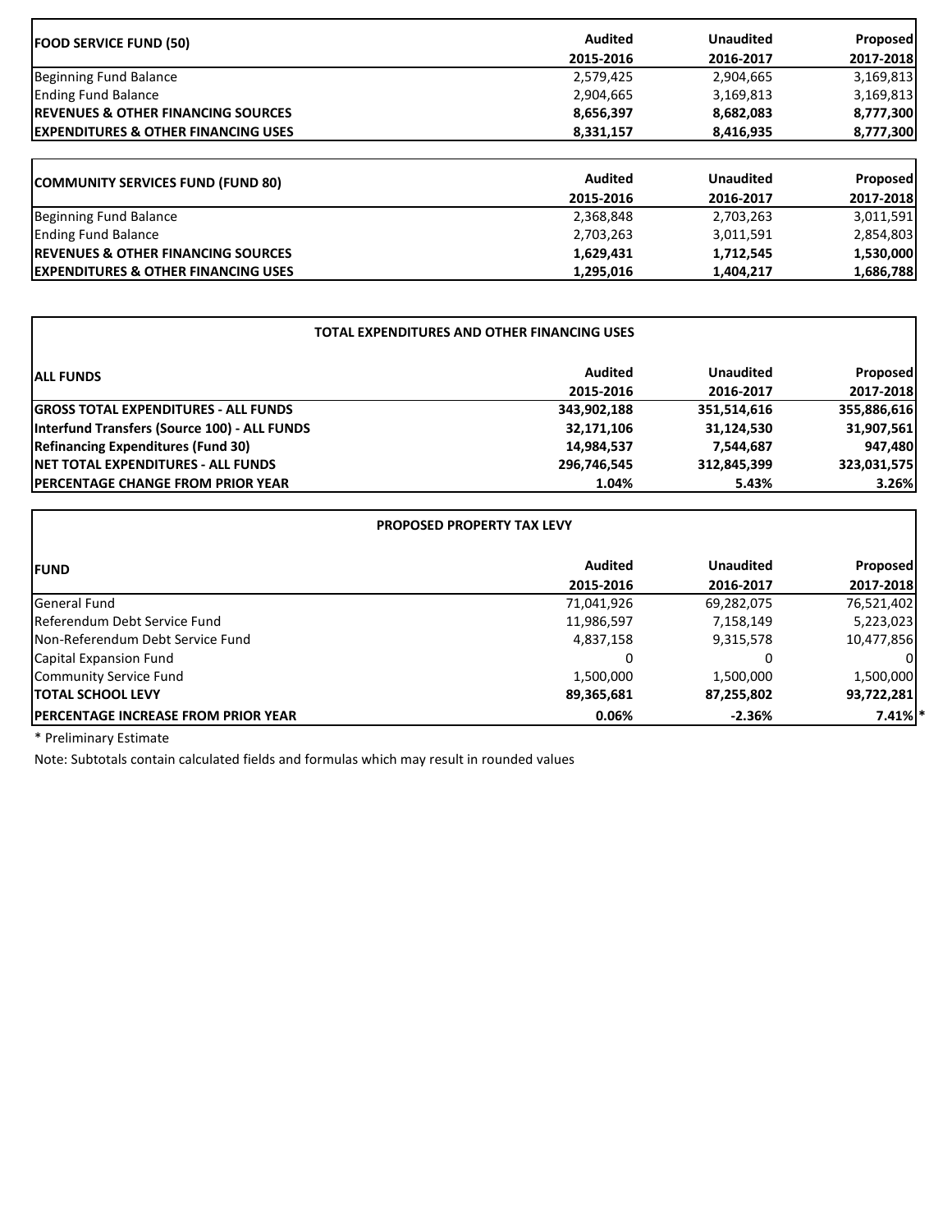| FOOD SERVICE FUND (50) | Audited 2015-2016 | Unaudited 2016-2017 | Proposed 2017-2018 |
|---|---|---|---|
| Beginning Fund Balance | 2,579,425 | 2,904,665 | 3,169,813 |
| Ending Fund Balance | 2,904,665 | 3,169,813 | 3,169,813 |
| **REVENUES & OTHER FINANCING SOURCES** | **8,656,397** | **8,682,083** | **8,777,300** |
| **EXPENDITURES & OTHER FINANCING USES** | **8,331,157** | **8,416,935** | **8,777,300** |

| COMMUNITY SERVICES FUND (FUND 80) | Audited 2015-2016 | Unaudited 2016-2017 | Proposed 2017-2018 |
|---|---|---|---|
| Beginning Fund Balance | 2,368,848 | 2,703,263 | 3,011,591 |
| Ending Fund Balance | 2,703,263 | 3,011,591 | 2,854,803 |
| **REVENUES & OTHER FINANCING SOURCES** | **1,629,431** | **1,712,545** | **1,530,000** |
| **EXPENDITURES & OTHER FINANCING USES** | **1,295,016** | **1,404,217** | **1,686,788** |

**TOTAL EXPENDITURES AND OTHER FINANCING USES**

| ALL FUNDS | Audited 2015-2016 | Unaudited 2016-2017 | Proposed 2017-2018 |
|---|---|---|---|
| **GROSS TOTAL EXPENDITURES - ALL FUNDS** | **343,902,188** | **351,514,616** | **355,886,616** |
| **Interfund Transfers (Source 100) - ALL FUNDS** | **32,171,106** | **31,124,530** | **31,907,561** |
| **Refinancing Expenditures (Fund 30)** | **14,984,537** | **7,544,687** | **947,480** |
| **NET TOTAL EXPENDITURES - ALL FUNDS** | **296,746,545** | **312,845,399** | **323,031,575** |
| **PERCENTAGE CHANGE FROM PRIOR YEAR** | **1.04%** | **5.43%** | **3.26%** |

**PROPOSED PROPERTY TAX LEVY**

| FUND | Audited 2015-2016 | Unaudited 2016-2017 | Proposed 2017-2018 |
|---|---|---|---|
| General Fund | 71,041,926 | 69,282,075 | 76,521,402 |
| Referendum Debt Service Fund | 11,986,597 | 7,158,149 | 5,223,023 |
| Non-Referendum Debt Service Fund | 4,837,158 | 9,315,578 | 10,477,856 |
| Capital Expansion Fund | 0 | 0 | 0 |
| Community Service Fund | 1,500,000 | 1,500,000 | 1,500,000 |
| **TOTAL SCHOOL LEVY** | **89,365,681** | **87,255,802** | **93,722,281** |
| **PERCENTAGE INCREASE FROM PRIOR YEAR** | **0.06%** | **-2.36%** | **7.41%** * |

* Preliminary Estimate

Note: Subtotals contain calculated fields and formulas which may result in rounded values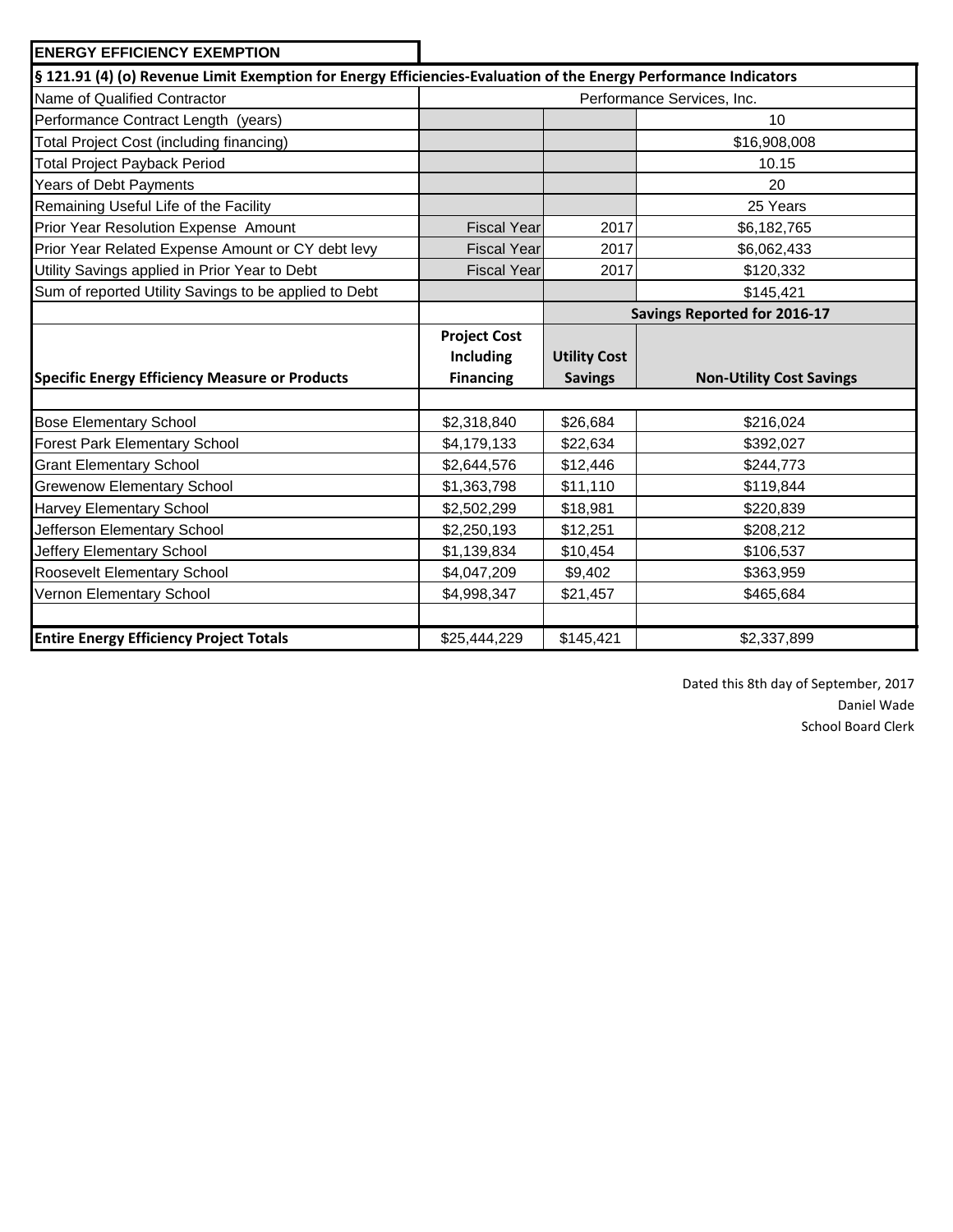| ENERGY EFFICIENCY EXEMPTION | | | |
|---|---|---|---|
| **§ 121.91 (4) (o) Revenue Limit Exemption for Energy Efficiencies-Evaluation of the Energy Performance Indicators** | | | |
| Name of Qualified Contractor | Performance Services, Inc. | | |
| Performance Contract Length (years) | | | 10 |
| Total Project Cost (including financing) | | | $16,908,008 |
| Total Project Payback Period | | | 10.15 |
| Years of Debt Payments | | | 20 |
| Remaining Useful Life of the Facility | | | 25 Years |
| Prior Year Resolution Expense Amount | Fiscal Year | 2017 | $6,182,765 |
| Prior Year Related Expense Amount or CY debt levy | Fiscal Year | 2017 | $6,062,433 |
| Utility Savings applied in Prior Year to Debt | Fiscal Year | 2017 | $120,332 |
| Sum of reported Utility Savings to be applied to Debt | | | $145,421 |
| | | **Savings Reported for 2016-17** | |
| **Specific Energy Efficiency Measure or Products** | **Project Cost Including Financing** | **Utility Cost Savings** | **Non-Utility Cost Savings** |
| | | | |
| Bose Elementary School | $2,318,840 | $26,684 | $216,024 |
| Forest Park Elementary School | $4,179,133 | $22,634 | $392,027 |
| Grant Elementary School | $2,644,576 | $12,446 | $244,773 |
| Grewenow Elementary School | $1,363,798 | $11,110 | $119,844 |
| Harvey Elementary School | $2,502,299 | $18,981 | $220,839 |
| Jefferson Elementary School | $2,250,193 | $12,251 | $208,212 |
| Jeffery Elementary School | $1,139,834 | $10,454 | $106,537 |
| Roosevelt Elementary School | $4,047,209 | $9,402 | $363,959 |
| Vernon Elementary School | $4,998,347 | $21,457 | $465,684 |
| | | | |
| **Entire Energy Efficiency Project Totals** | $25,444,229 | $145,421 | $2,337,899 |

Dated this 8th day of September, 2017

Daniel Wade

School Board Clerk